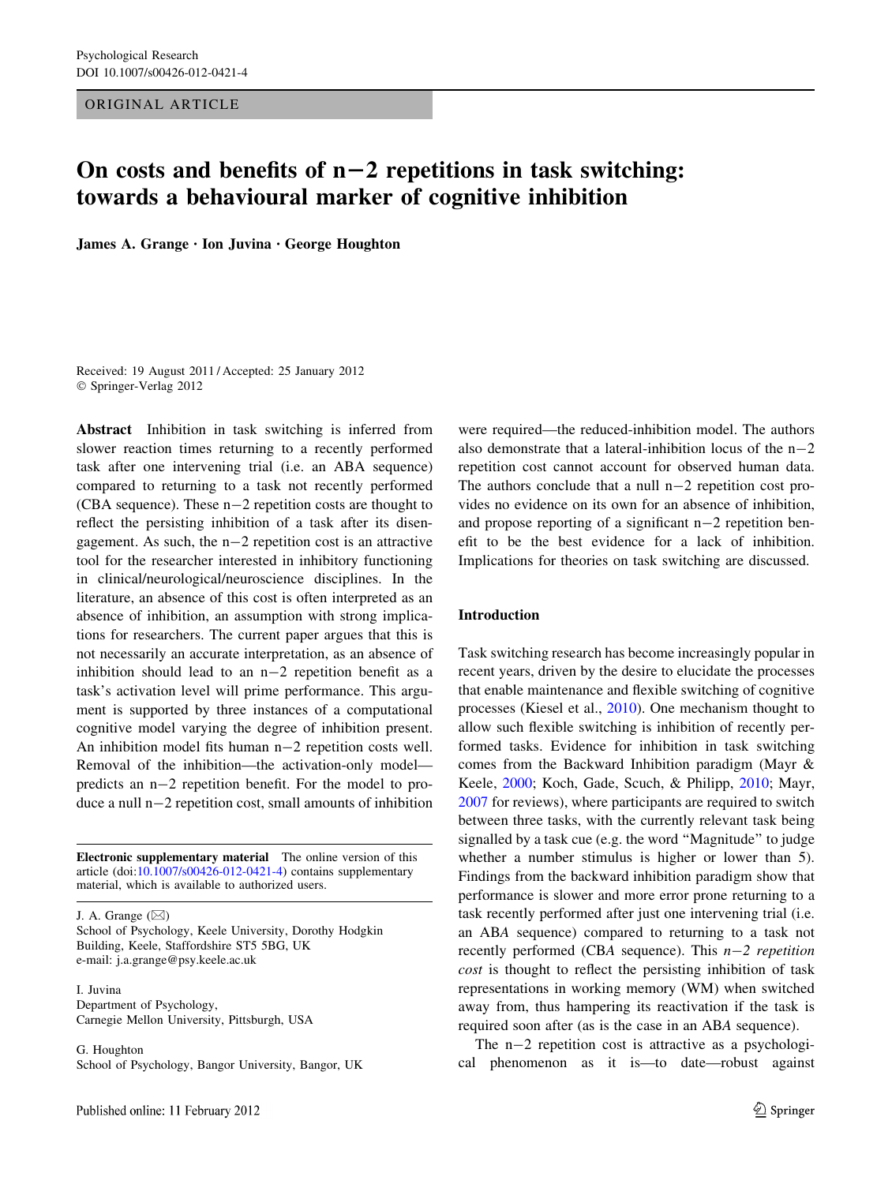Psychological Research
DOI 10.1007/s00426-012-0421-4

ORIGINAL ARTICLE

# On costs and benefits of n−2 repetitions in task switching: towards a behavioural marker of cognitive inhibition

**James A. Grange · Ion Juvina · George Houghton**

Received: 19 August 2011 / Accepted: 25 January 2012
© Springer-Verlag 2012

**Abstract** Inhibition in task switching is inferred from slower reaction times returning to a recently performed task after one intervening trial (i.e. an ABA sequence) compared to returning to a task not recently performed (CBA sequence). These n−2 repetition costs are thought to reflect the persisting inhibition of a task after its disengagement. As such, the n−2 repetition cost is an attractive tool for the researcher interested in inhibitory functioning in clinical/neurological/neuroscience disciplines. In the literature, an absence of this cost is often interpreted as an absence of inhibition, an assumption with strong implications for researchers. The current paper argues that this is not necessarily an accurate interpretation, as an absence of inhibition should lead to an n−2 repetition benefit as a task's activation level will prime performance. This argument is supported by three instances of a computational cognitive model varying the degree of inhibition present. An inhibition model fits human n−2 repetition costs well. Removal of the inhibition—the activation-only model—predicts an n−2 repetition benefit. For the model to produce a null n−2 repetition cost, small amounts of inhibition were required—the reduced-inhibition model. The authors also demonstrate that a lateral-inhibition locus of the n−2 repetition cost cannot account for observed human data. The authors conclude that a null n−2 repetition cost provides no evidence on its own for an absence of inhibition, and propose reporting of a significant n−2 repetition benefit to be the best evidence for a lack of inhibition. Implications for theories on task switching are discussed.

**Electronic supplementary material** The online version of this article (doi:10.1007/s00426-012-0421-4) contains supplementary material, which is available to authorized users.

J. A. Grange (✉)
School of Psychology, Keele University, Dorothy Hodgkin Building, Keele, Staffordshire ST5 5BG, UK
e-mail: j.a.grange@psy.keele.ac.uk

I. Juvina
Department of Psychology, Carnegie Mellon University, Pittsburgh, USA

G. Houghton
School of Psychology, Bangor University, Bangor, UK

## Introduction

Task switching research has become increasingly popular in recent years, driven by the desire to elucidate the processes that enable maintenance and flexible switching of cognitive processes (Kiesel et al., 2010). One mechanism thought to allow such flexible switching is inhibition of recently performed tasks. Evidence for inhibition in task switching comes from the Backward Inhibition paradigm (Mayr & Keele, 2000; Koch, Gade, Scuch, & Philipp, 2010; Mayr, 2007 for reviews), where participants are required to switch between three tasks, with the currently relevant task being signalled by a task cue (e.g. the word "Magnitude" to judge whether a number stimulus is higher or lower than 5). Findings from the backward inhibition paradigm show that performance is slower and more error prone returning to a task recently performed after just one intervening trial (i.e. an AB*A* sequence) compared to returning to a task not recently performed (CB*A* sequence). This *n−2 repetition cost* is thought to reflect the persisting inhibition of task representations in working memory (WM) when switched away from, thus hampering its reactivation if the task is required soon after (as is the case in an AB*A* sequence).

The n−2 repetition cost is attractive as a psychological phenomenon as it is—to date—robust against

Published online: 11 February 2012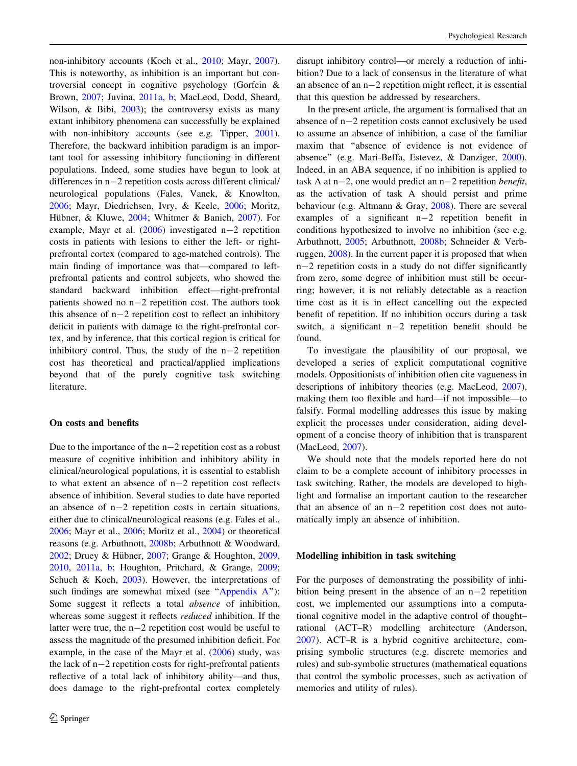non-inhibitory accounts (Koch et al., 2010; Mayr, 2007). This is noteworthy, as inhibition is an important but controversial concept in cognitive psychology (Gorfein & Brown, 2007; Juvina, 2011a, b; MacLeod, Dodd, Sheard, Wilson, & Bibi, 2003); the controversy exists as many extant inhibitory phenomena can successfully be explained with non-inhibitory accounts (see e.g. Tipper, 2001). Therefore, the backward inhibition paradigm is an important tool for assessing inhibitory functioning in different populations. Indeed, some studies have begun to look at differences in n−2 repetition costs across different clinical/neurological populations (Fales, Vanek, & Knowlton, 2006; Mayr, Diedrichsen, Ivry, & Keele, 2006; Moritz, Hübner, & Kluwe, 2004; Whitmer & Banich, 2007). For example, Mayr et al. (2006) investigated n−2 repetition costs in patients with lesions to either the left- or right-prefrontal cortex (compared to age-matched controls). The main finding of importance was that—compared to left-prefrontal patients and control subjects, who showed the standard backward inhibition effect—right-prefrontal patients showed no n−2 repetition cost. The authors took this absence of n−2 repetition cost to reflect an inhibitory deficit in patients with damage to the right-prefrontal cortex, and by inference, that this cortical region is critical for inhibitory control. Thus, the study of the n−2 repetition cost has theoretical and practical/applied implications beyond that of the purely cognitive task switching literature.

## On costs and benefits

Due to the importance of the n−2 repetition cost as a robust measure of cognitive inhibition and inhibitory ability in clinical/neurological populations, it is essential to establish to what extent an absence of n−2 repetition cost reflects absence of inhibition. Several studies to date have reported an absence of n−2 repetition costs in certain situations, either due to clinical/neurological reasons (e.g. Fales et al., 2006; Mayr et al., 2006; Moritz et al., 2004) or theoretical reasons (e.g. Arbuthnott, 2008b; Arbuthnott & Woodward, 2002; Druey & Hübner, 2007; Grange & Houghton, 2009, 2010, 2011a, b; Houghton, Pritchard, & Grange, 2009; Schuch & Koch, 2003). However, the interpretations of such findings are somewhat mixed (see "Appendix A"): Some suggest it reflects a total *absence* of inhibition, whereas some suggest it reflects *reduced* inhibition. If the latter were true, the n−2 repetition cost would be useful to assess the magnitude of the presumed inhibition deficit. For example, in the case of the Mayr et al. (2006) study, was the lack of n−2 repetition costs for right-prefrontal patients reflective of a total lack of inhibitory ability—and thus, does damage to the right-prefrontal cortex completely disrupt inhibitory control—or merely a reduction of inhibition? Due to a lack of consensus in the literature of what an absence of an n−2 repetition might reflect, it is essential that this question be addressed by researchers.

In the present article, the argument is formalised that an absence of n−2 repetition costs cannot exclusively be used to assume an absence of inhibition, a case of the familiar maxim that "absence of evidence is not evidence of absence" (e.g. Mari-Beffa, Estevez, & Danziger, 2000). Indeed, in an ABA sequence, if no inhibition is applied to task A at n−2, one would predict an n−2 repetition *benefit*, as the activation of task A should persist and prime behaviour (e.g. Altmann & Gray, 2008). There are several examples of a significant n−2 repetition benefit in conditions hypothesized to involve no inhibition (see e.g. Arbuthnott, 2005; Arbuthnott, 2008b; Schneider & Verbruggen, 2008). In the current paper it is proposed that when n−2 repetition costs in a study do not differ significantly from zero, some degree of inhibition must still be occurring; however, it is not reliably detectable as a reaction time cost as it is in effect cancelling out the expected benefit of repetition. If no inhibition occurs during a task switch, a significant n−2 repetition benefit should be found.

To investigate the plausibility of our proposal, we developed a series of explicit computational cognitive models. Oppositionists of inhibition often cite vagueness in descriptions of inhibitory theories (e.g. MacLeod, 2007), making them too flexible and hard—if not impossible—to falsify. Formal modelling addresses this issue by making explicit the processes under consideration, aiding development of a concise theory of inhibition that is transparent (MacLeod, 2007).

We should note that the models reported here do not claim to be a complete account of inhibitory processes in task switching. Rather, the models are developed to highlight and formalise an important caution to the researcher that an absence of an n−2 repetition cost does not automatically imply an absence of inhibition.

## Modelling inhibition in task switching

For the purposes of demonstrating the possibility of inhibition being present in the absence of an n−2 repetition cost, we implemented our assumptions into a computational cognitive model in the adaptive control of thought–rational (ACT–R) modelling architecture (Anderson, 2007). ACT–R is a hybrid cognitive architecture, comprising symbolic structures (e.g. discrete memories and rules) and sub-symbolic structures (mathematical equations that control the symbolic processes, such as activation of memories and utility of rules).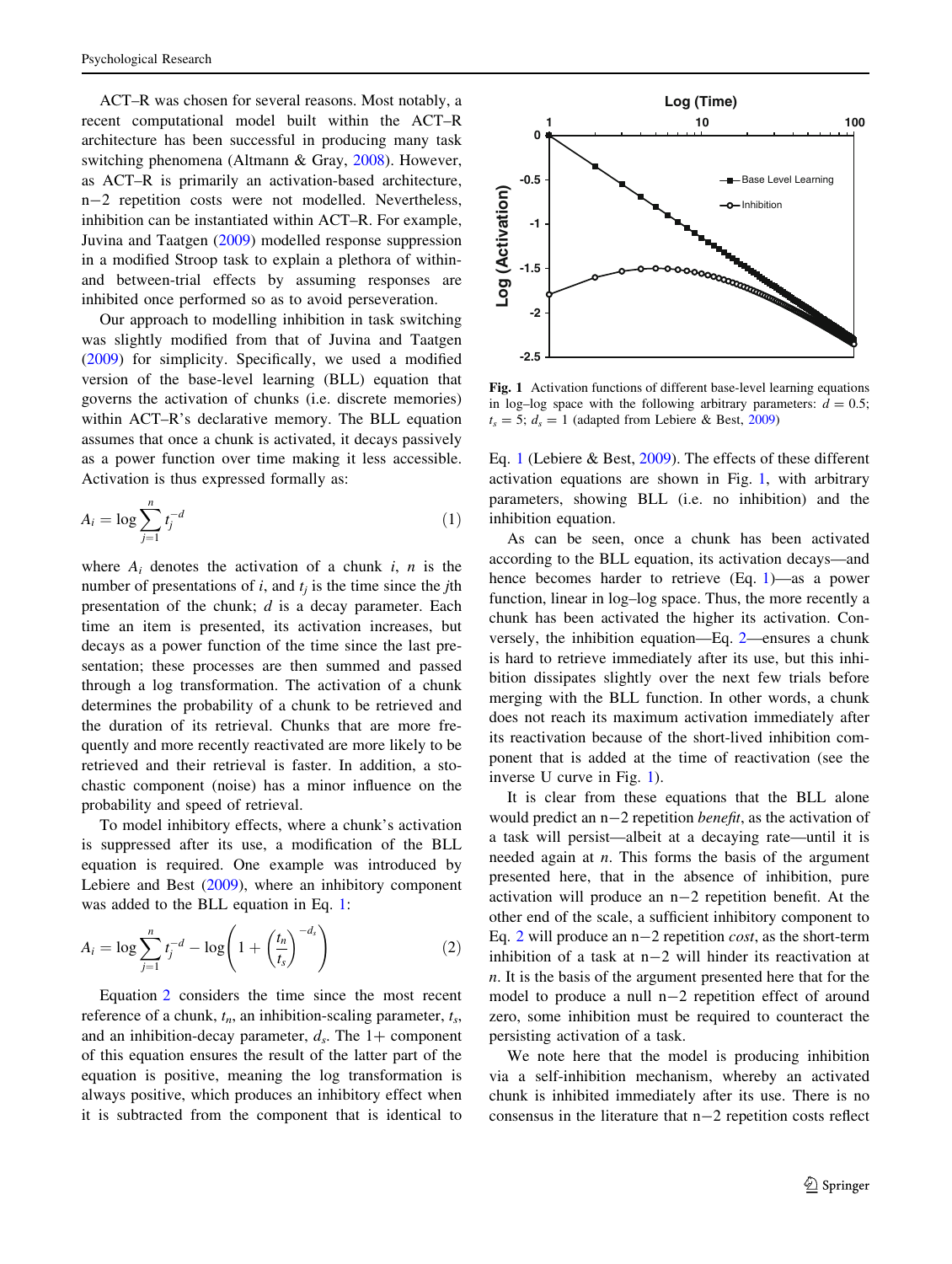ACT–R was chosen for several reasons. Most notably, a recent computational model built within the ACT–R architecture has been successful in producing many task switching phenomena (Altmann & Gray, 2008). However, as ACT–R is primarily an activation-based architecture, n−2 repetition costs were not modelled. Nevertheless, inhibition can be instantiated within ACT–R. For example, Juvina and Taatgen (2009) modelled response suppression in a modified Stroop task to explain a plethora of within- and between-trial effects by assuming responses are inhibited once performed so as to avoid perseveration.

Our approach to modelling inhibition in task switching was slightly modified from that of Juvina and Taatgen (2009) for simplicity. Specifically, we used a modified version of the base-level learning (BLL) equation that governs the activation of chunks (i.e. discrete memories) within ACT–R's declarative memory. The BLL equation assumes that once a chunk is activated, it decays passively as a power function over time making it less accessible. Activation is thus expressed formally as:

$$A_i = \log \sum_{j=1}^{n} t_j^{-d} \tag{1}$$

where $A_i$ denotes the activation of a chunk $i$, $n$ is the number of presentations of $i$, and $t_j$ is the time since the $j$th presentation of the chunk; $d$ is a decay parameter. Each time an item is presented, its activation increases, but decays as a power function of the time since the last presentation; these processes are then summed and passed through a log transformation. The activation of a chunk determines the probability of a chunk to be retrieved and the duration of its retrieval. Chunks that are more frequently and more recently reactivated are more likely to be retrieved and their retrieval is faster. In addition, a stochastic component (noise) has a minor influence on the probability and speed of retrieval.

To model inhibitory effects, where a chunk's activation is suppressed after its use, a modification of the BLL equation is required. One example was introduced by Lebiere and Best (2009), where an inhibitory component was added to the BLL equation in Eq. 1:

$$A_i = \log \sum_{j=1}^{n} t_j^{-d} - \log\left(1 + \left(\frac{t_n}{t_s}\right)^{-d_s}\right) \tag{2}$$

Equation 2 considers the time since the most recent reference of a chunk, $t_n$, an inhibition-scaling parameter, $t_s$, and an inhibition-decay parameter, $d_s$. The 1+ component of this equation ensures the result of the latter part of the equation is positive, meaning the log transformation is always positive, which produces an inhibitory effect when it is subtracted from the component that is identical to Eq. 1 (Lebiere & Best, 2009). The effects of these different activation equations are shown in Fig. 1, with arbitrary parameters, showing BLL (i.e. no inhibition) and the inhibition equation.

Log (Time)
1
10
100
0
-0.5
-1
-1.5
-2
-2.5
Log (Activation)
Base Level Learning
Inhibition

**Fig. 1** Activation functions of different base-level learning equations in log–log space with the following arbitrary parameters: $d = 0.5$; $t_s = 5$; $d_s = 1$ (adapted from Lebiere & Best, 2009)

As can be seen, once a chunk has been activated according to the BLL equation, its activation decays—and hence becomes harder to retrieve (Eq. 1)—as a power function, linear in log–log space. Thus, the more recently a chunk has been activated the higher its activation. Conversely, the inhibition equation—Eq. 2—ensures a chunk is hard to retrieve immediately after its use, but this inhibition dissipates slightly over the next few trials before merging with the BLL function. In other words, a chunk does not reach its maximum activation immediately after its reactivation because of the short-lived inhibition component that is added at the time of reactivation (see the inverse U curve in Fig. 1).

It is clear from these equations that the BLL alone would predict an n−2 repetition *benefit*, as the activation of a task will persist—albeit at a decaying rate—until it is needed again at *n*. This forms the basis of the argument presented here, that in the absence of inhibition, pure activation will produce an n−2 repetition benefit. At the other end of the scale, a sufficient inhibitory component to Eq. 2 will produce an n−2 repetition *cost*, as the short-term inhibition of a task at n−2 will hinder its reactivation at *n*. It is the basis of the argument presented here that for the model to produce a null n−2 repetition effect of around zero, some inhibition must be required to counteract the persisting activation of a task.

We note here that the model is producing inhibition via a self-inhibition mechanism, whereby an activated chunk is inhibited immediately after its use. There is no consensus in the literature that n−2 repetition costs reflect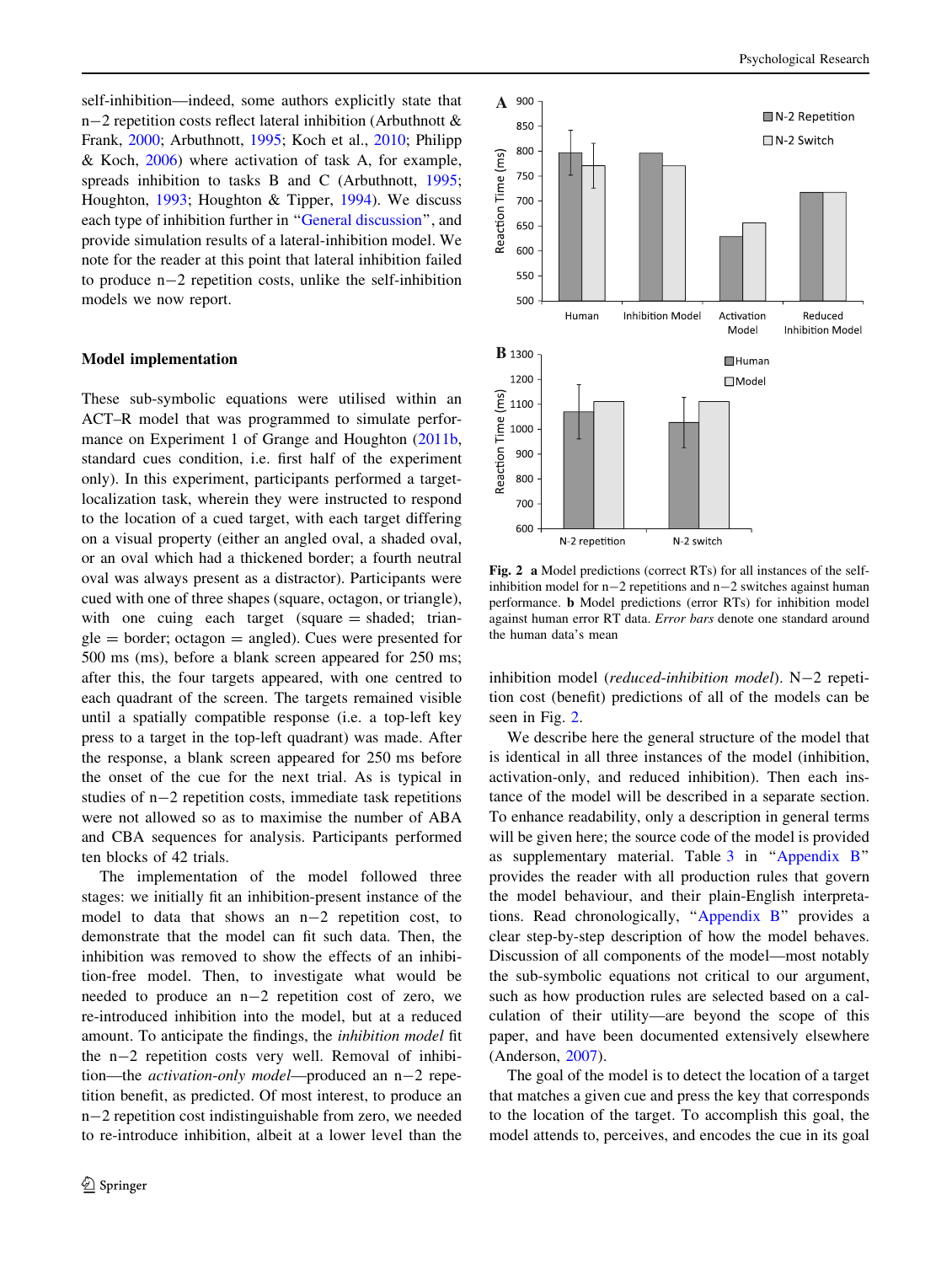self-inhibition—indeed, some authors explicitly state that n−2 repetition costs reflect lateral inhibition (Arbuthnott & Frank, 2000; Arbuthnott, 1995; Koch et al., 2010; Philipp & Koch, 2006) where activation of task A, for example, spreads inhibition to tasks B and C (Arbuthnott, 1995; Houghton, 1993; Houghton & Tipper, 1994). We discuss each type of inhibition further in "General discussion", and provide simulation results of a lateral-inhibition model. We note for the reader at this point that lateral inhibition failed to produce n−2 repetition costs, unlike the self-inhibition models we now report.

### Model implementation

These sub-symbolic equations were utilised within an ACT–R model that was programmed to simulate performance on Experiment 1 of Grange and Houghton (2011b, standard cues condition, i.e. first half of the experiment only). In this experiment, participants performed a target-localization task, wherein they were instructed to respond to the location of a cued target, with each target differing on a visual property (either an angled oval, a shaded oval, or an oval which had a thickened border; a fourth neutral oval was always present as a distractor). Participants were cued with one of three shapes (square, octagon, or triangle), with one cuing each target (square = shaded; triangle = border; octagon = angled). Cues were presented for 500 ms (ms), before a blank screen appeared for 250 ms; after this, the four targets appeared, with one centred to each quadrant of the screen. The targets remained visible until a spatially compatible response (i.e. a top-left key press to a target in the top-left quadrant) was made. After the response, a blank screen appeared for 250 ms before the onset of the cue for the next trial. As is typical in studies of n−2 repetition costs, immediate task repetitions were not allowed so as to maximise the number of ABA and CBA sequences for analysis. Participants performed ten blocks of 42 trials.

The implementation of the model followed three stages: we initially fit an inhibition-present instance of the model to data that shows an n−2 repetition cost, to demonstrate that the model can fit such data. Then, the inhibition was removed to show the effects of an inhibition-free model. Then, to investigate what would be needed to produce an n−2 repetition cost of zero, we re-introduced inhibition into the model, but at a reduced amount. To anticipate the findings, the *inhibition model* fit the n−2 repetition costs very well. Removal of inhibition—the *activation-only model*—produced an n−2 repetition benefit, as predicted. Of most interest, to produce an n−2 repetition cost indistinguishable from zero, we needed to re-introduce inhibition, albeit at a lower level than the

A
900
850
800
750
700
650
600
550
500
Reaction Time (ms)
N-2 Repetition
N-2 Switch
Human
Inhibition Model
Activation Model
Reduced Inhibition Model

B
1300
1200
1100
1000
900
800
700
600
Reaction Time (ms)
Human
Model
N-2 repetition
N-2 switch

**Fig. 2** **a** Model predictions (correct RTs) for all instances of the self-inhibition model for n−2 repetitions and n−2 switches against human performance. **b** Model predictions (error RTs) for inhibition model against human error RT data. *Error bars* denote one standard around the human data's mean

inhibition model (*reduced-inhibition model*). N−2 repetition cost (benefit) predictions of all of the models can be seen in Fig. 2.

We describe here the general structure of the model that is identical in all three instances of the model (inhibition, activation-only, and reduced inhibition). Then each instance of the model will be described in a separate section. To enhance readability, only a description in general terms will be given here; the source code of the model is provided as supplementary material. Table 3 in "Appendix B" provides the reader with all production rules that govern the model behaviour, and their plain-English interpretations. Read chronologically, "Appendix B" provides a clear step-by-step description of how the model behaves. Discussion of all components of the model—most notably the sub-symbolic equations not critical to our argument, such as how production rules are selected based on a calculation of their utility—are beyond the scope of this paper, and have been documented extensively elsewhere (Anderson, 2007).

The goal of the model is to detect the location of a target that matches a given cue and press the key that corresponds to the location of the target. To accomplish this goal, the model attends to, perceives, and encodes the cue in its goal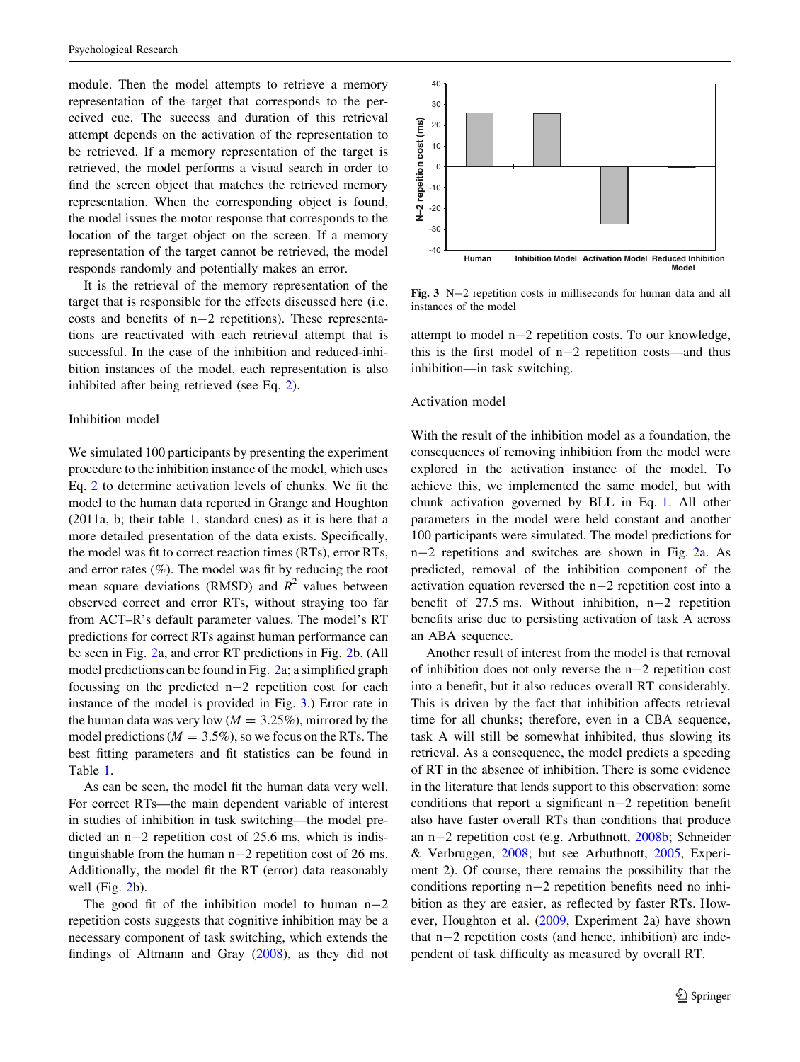module. Then the model attempts to retrieve a memory representation of the target that corresponds to the perceived cue. The success and duration of this retrieval attempt depends on the activation of the representation to be retrieved. If a memory representation of the target is retrieved, the model performs a visual search in order to find the screen object that matches the retrieved memory representation. When the corresponding object is found, the model issues the motor response that corresponds to the location of the target object on the screen. If a memory representation of the target cannot be retrieved, the model responds randomly and potentially makes an error.

It is the retrieval of the memory representation of the target that is responsible for the effects discussed here (i.e. costs and benefits of n−2 repetitions). These representations are reactivated with each retrieval attempt that is successful. In the case of the inhibition and reduced-inhibition instances of the model, each representation is also inhibited after being retrieved (see Eq. 2).

### Inhibition model

We simulated 100 participants by presenting the experiment procedure to the inhibition instance of the model, which uses Eq. 2 to determine activation levels of chunks. We fit the model to the human data reported in Grange and Houghton (2011a, b; their table 1, standard cues) as it is here that a more detailed presentation of the data exists. Specifically, the model was fit to correct reaction times (RTs), error RTs, and error rates (%). The model was fit by reducing the root mean square deviations (RMSD) and $R^2$ values between observed correct and error RTs, without straying too far from ACT–R's default parameter values. The model's RT predictions for correct RTs against human performance can be seen in Fig. 2a, and error RT predictions in Fig. 2b. (All model predictions can be found in Fig. 2a; a simplified graph focussing on the predicted n−2 repetition cost for each instance of the model is provided in Fig. 3.) Error rate in the human data was very low ($M = 3.25\%$), mirrored by the model predictions ($M = 3.5\%$), so we focus on the RTs. The best fitting parameters and fit statistics can be found in Table 1.

As can be seen, the model fit the human data very well. For correct RTs—the main dependent variable of interest in studies of inhibition in task switching—the model predicted an n−2 repetition cost of 25.6 ms, which is indistinguishable from the human n−2 repetition cost of 26 ms. Additionally, the model fit the RT (error) data reasonably well (Fig. 2b).

The good fit of the inhibition model to human n−2 repetition costs suggests that cognitive inhibition may be a necessary component of task switching, which extends the findings of Altmann and Gray (2008), as they did not

40
30
20
10
0
-10
-20
-30
-40
N−2 repetition cost (ms)
Human
Inhibition Model
Activation Model
Reduced Inhibition Model

Fig. 3 N−2 repetition costs in milliseconds for human data and all instances of the model

attempt to model n−2 repetition costs. To our knowledge, this is the first model of n−2 repetition costs—and thus inhibition—in task switching.

### Activation model

With the result of the inhibition model as a foundation, the consequences of removing inhibition from the model were explored in the activation instance of the model. To achieve this, we implemented the same model, but with chunk activation governed by BLL in Eq. 1. All other parameters in the model were held constant and another 100 participants were simulated. The model predictions for n−2 repetitions and switches are shown in Fig. 2a. As predicted, removal of the inhibition component of the activation equation reversed the n−2 repetition cost into a benefit of 27.5 ms. Without inhibition, n−2 repetition benefits arise due to persisting activation of task A across an ABA sequence.

Another result of interest from the model is that removal of inhibition does not only reverse the n−2 repetition cost into a benefit, but it also reduces overall RT considerably. This is driven by the fact that inhibition affects retrieval time for all chunks; therefore, even in a CBA sequence, task A will still be somewhat inhibited, thus slowing its retrieval. As a consequence, the model predicts a speeding of RT in the absence of inhibition. There is some evidence in the literature that lends support to this observation: some conditions that report a significant n−2 repetition benefit also have faster overall RTs than conditions that produce an n−2 repetition cost (e.g. Arbuthnott, 2008b; Schneider & Verbruggen, 2008; but see Arbuthnott, 2005, Experiment 2). Of course, there remains the possibility that the conditions reporting n−2 repetition benefits need no inhibition as they are easier, as reflected by faster RTs. However, Houghton et al. (2009, Experiment 2a) have shown that n−2 repetition costs (and hence, inhibition) are independent of task difficulty as measured by overall RT.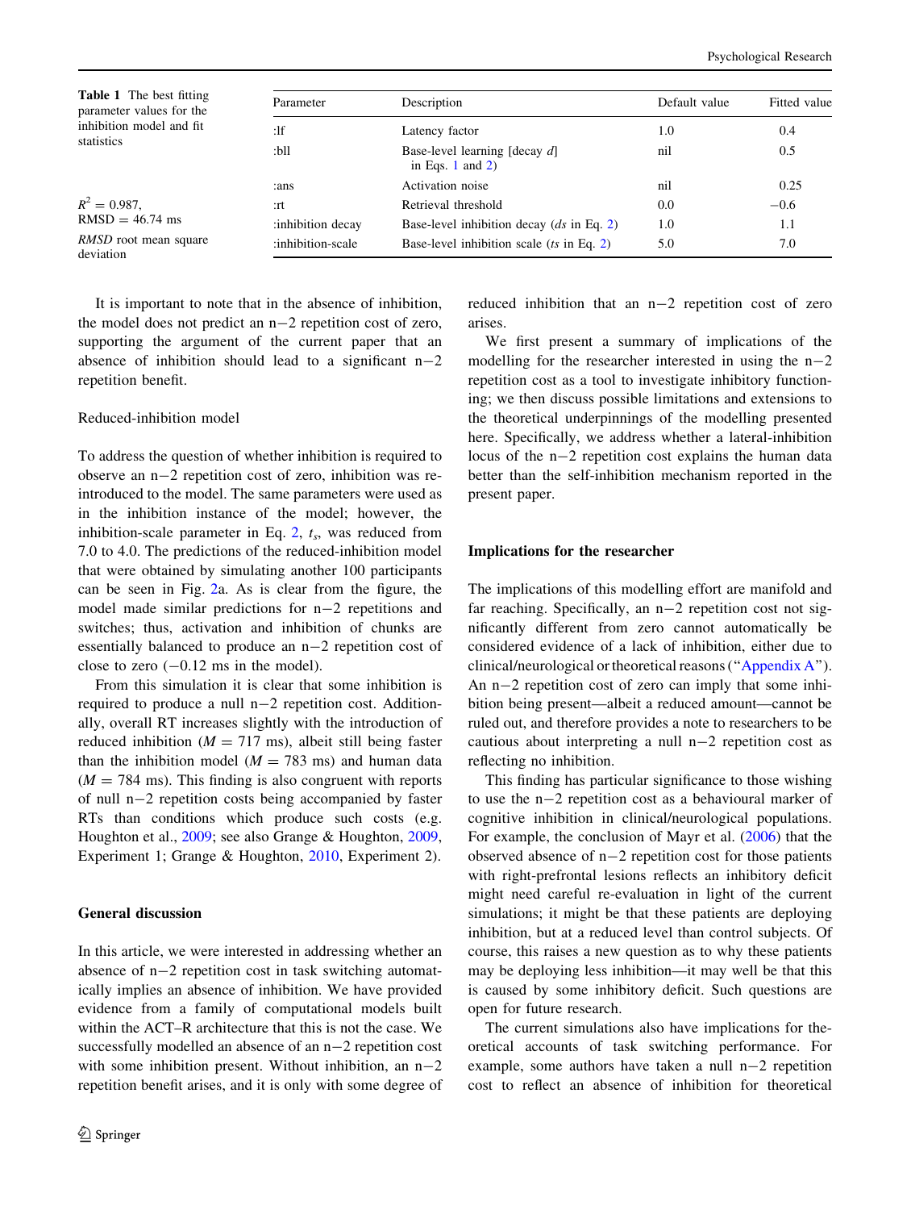**Table 1** The best fitting parameter values for the inhibition model and fit statistics

$R^2 = 0.987$, RMSD = 46.74 ms

*RMSD* root mean square deviation

| Parameter | Description | Default value | Fitted value |
|---|---|---|---|
| :lf | Latency factor | 1.0 | 0.4 |
| :bll | Base-level learning [decay *d*] in Eqs. 1 and 2) | nil | 0.5 |
| :ans | Activation noise | nil | 0.25 |
| :rt | Retrieval threshold | 0.0 | −0.6 |
| :inhibition decay | Base-level inhibition decay (*ds* in Eq. 2) | 1.0 | 1.1 |
| :inhibition-scale | Base-level inhibition scale (*ts* in Eq. 2) | 5.0 | 7.0 |

It is important to note that in the absence of inhibition, the model does not predict an n−2 repetition cost of zero, supporting the argument of the current paper that an absence of inhibition should lead to a significant n−2 repetition benefit.

## Reduced-inhibition model

To address the question of whether inhibition is required to observe an n−2 repetition cost of zero, inhibition was re-introduced to the model. The same parameters were used as in the inhibition instance of the model; however, the inhibition-scale parameter in Eq. 2, $t_s$, was reduced from 7.0 to 4.0. The predictions of the reduced-inhibition model that were obtained by simulating another 100 participants can be seen in Fig. 2a. As is clear from the figure, the model made similar predictions for n−2 repetitions and switches; thus, activation and inhibition of chunks are essentially balanced to produce an n−2 repetition cost of close to zero (−0.12 ms in the model).

From this simulation it is clear that some inhibition is required to produce a null n−2 repetition cost. Additionally, overall RT increases slightly with the introduction of reduced inhibition ($M = 717$ ms), albeit still being faster than the inhibition model ($M = 783$ ms) and human data ($M = 784$ ms). This finding is also congruent with reports of null n−2 repetition costs being accompanied by faster RTs than conditions which produce such costs (e.g. Houghton et al., 2009; see also Grange & Houghton, 2009, Experiment 1; Grange & Houghton, 2010, Experiment 2).

# General discussion

In this article, we were interested in addressing whether an absence of n−2 repetition cost in task switching automatically implies an absence of inhibition. We have provided evidence from a family of computational models built within the ACT–R architecture that this is not the case. We successfully modelled an absence of an n−2 repetition cost with some inhibition present. Without inhibition, an n−2 repetition benefit arises, and it is only with some degree of reduced inhibition that an n−2 repetition cost of zero arises.

We first present a summary of implications of the modelling for the researcher interested in using the n−2 repetition cost as a tool to investigate inhibitory functioning; we then discuss possible limitations and extensions to the theoretical underpinnings of the modelling presented here. Specifically, we address whether a lateral-inhibition locus of the n−2 repetition cost explains the human data better than the self-inhibition mechanism reported in the present paper.

## Implications for the researcher

The implications of this modelling effort are manifold and far reaching. Specifically, an n−2 repetition cost not significantly different from zero cannot automatically be considered evidence of a lack of inhibition, either due to clinical/neurological or theoretical reasons ("Appendix A"). An n−2 repetition cost of zero can imply that some inhibition being present—albeit a reduced amount—cannot be ruled out, and therefore provides a note to researchers to be cautious about interpreting a null n−2 repetition cost as reflecting no inhibition.

This finding has particular significance to those wishing to use the n−2 repetition cost as a behavioural marker of cognitive inhibition in clinical/neurological populations. For example, the conclusion of Mayr et al. (2006) that the observed absence of n−2 repetition cost for those patients with right-prefrontal lesions reflects an inhibitory deficit might need careful re-evaluation in light of the current simulations; it might be that these patients are deploying inhibition, but at a reduced level than control subjects. Of course, this raises a new question as to why these patients may be deploying less inhibition—it may well be that this is caused by some inhibitory deficit. Such questions are open for future research.

The current simulations also have implications for theoretical accounts of task switching performance. For example, some authors have taken a null n−2 repetition cost to reflect an absence of inhibition for theoretical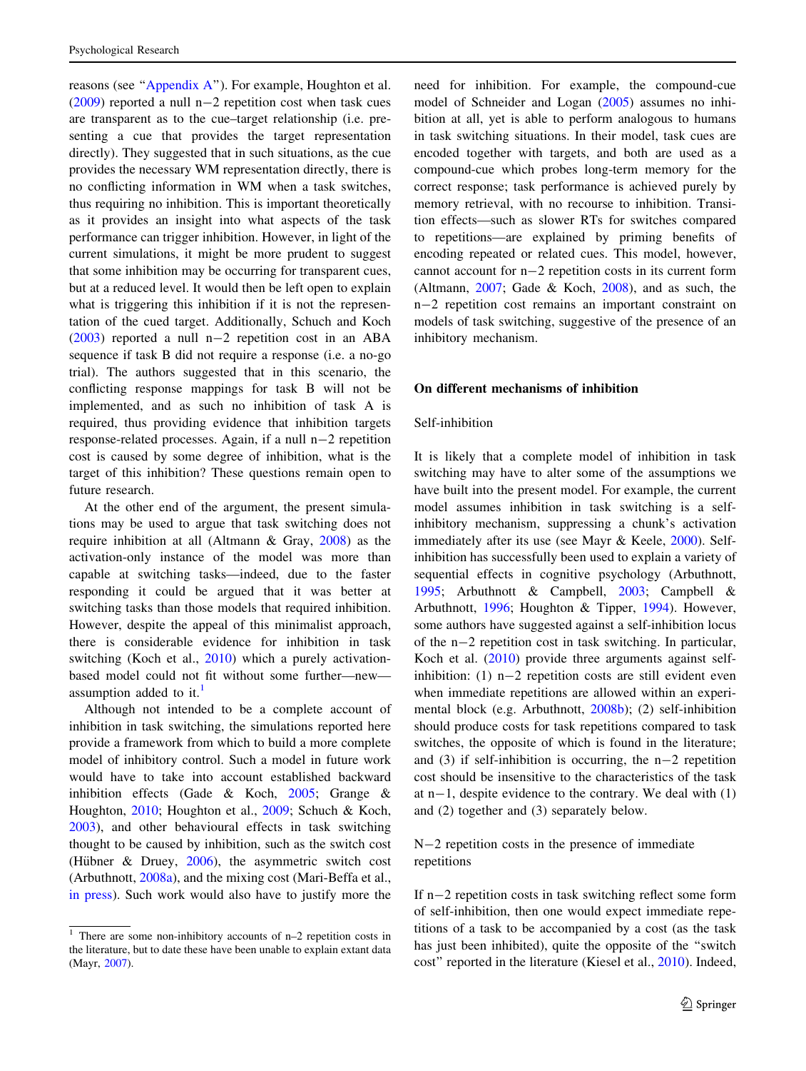reasons (see "Appendix A"). For example, Houghton et al. (2009) reported a null n−2 repetition cost when task cues are transparent as to the cue–target relationship (i.e. presenting a cue that provides the target representation directly). They suggested that in such situations, as the cue provides the necessary WM representation directly, there is no conflicting information in WM when a task switches, thus requiring no inhibition. This is important theoretically as it provides an insight into what aspects of the task performance can trigger inhibition. However, in light of the current simulations, it might be more prudent to suggest that some inhibition may be occurring for transparent cues, but at a reduced level. It would then be left open to explain what is triggering this inhibition if it is not the representation of the cued target. Additionally, Schuch and Koch (2003) reported a null n−2 repetition cost in an ABA sequence if task B did not require a response (i.e. a no-go trial). The authors suggested that in this scenario, the conflicting response mappings for task B will not be implemented, and as such no inhibition of task A is required, thus providing evidence that inhibition targets response-related processes. Again, if a null n−2 repetition cost is caused by some degree of inhibition, what is the target of this inhibition? These questions remain open to future research.

At the other end of the argument, the present simulations may be used to argue that task switching does not require inhibition at all (Altmann & Gray, 2008) as the activation-only instance of the model was more than capable at switching tasks—indeed, due to the faster responding it could be argued that it was better at switching tasks than those models that required inhibition. However, despite the appeal of this minimalist approach, there is considerable evidence for inhibition in task switching (Koch et al., 2010) which a purely activation-based model could not fit without some further—new—assumption added to it.[1]

Although not intended to be a complete account of inhibition in task switching, the simulations reported here provide a framework from which to build a more complete model of inhibitory control. Such a model in future work would have to take into account established backward inhibition effects (Gade & Koch, 2005; Grange & Houghton, 2010; Houghton et al., 2009; Schuch & Koch, 2003), and other behavioural effects in task switching thought to be caused by inhibition, such as the switch cost (Hübner & Druey, 2006), the asymmetric switch cost (Arbuthnott, 2008a), and the mixing cost (Mari-Beffa et al., in press). Such work would also have to justify more the need for inhibition. For example, the compound-cue model of Schneider and Logan (2005) assumes no inhibition at all, yet is able to perform analogous to humans in task switching situations. In their model, task cues are encoded together with targets, and both are used as a compound-cue which probes long-term memory for the correct response; task performance is achieved purely by memory retrieval, with no recourse to inhibition. Transition effects—such as slower RTs for switches compared to repetitions—are explained by priming benefits of encoding repeated or related cues. This model, however, cannot account for n−2 repetition costs in its current form (Altmann, 2007; Gade & Koch, 2008), and as such, the n−2 repetition cost remains an important constraint on models of task switching, suggestive of the presence of an inhibitory mechanism.

[1] There are some non-inhibitory accounts of n–2 repetition costs in the literature, but to date these have been unable to explain extant data (Mayr, 2007).

## On different mechanisms of inhibition

### Self-inhibition

It is likely that a complete model of inhibition in task switching may have to alter some of the assumptions we have built into the present model. For example, the current model assumes inhibition in task switching is a self-inhibitory mechanism, suppressing a chunk's activation immediately after its use (see Mayr & Keele, 2000). Self-inhibition has successfully been used to explain a variety of sequential effects in cognitive psychology (Arbuthnott, 1995; Arbuthnott & Campbell, 2003; Campbell & Arbuthnott, 1996; Houghton & Tipper, 1994). However, some authors have suggested against a self-inhibition locus of the n−2 repetition cost in task switching. In particular, Koch et al. (2010) provide three arguments against self-inhibition: (1) n−2 repetition costs are still evident even when immediate repetitions are allowed within an experimental block (e.g. Arbuthnott, 2008b); (2) self-inhibition should produce costs for task repetitions compared to task switches, the opposite of which is found in the literature; and (3) if self-inhibition is occurring, the n−2 repetition cost should be insensitive to the characteristics of the task at n−1, despite evidence to the contrary. We deal with (1) and (2) together and (3) separately below.

### N−2 repetition costs in the presence of immediate repetitions

If n−2 repetition costs in task switching reflect some form of self-inhibition, then one would expect immediate repetitions of a task to be accompanied by a cost (as the task has just been inhibited), quite the opposite of the "switch cost" reported in the literature (Kiesel et al., 2010). Indeed,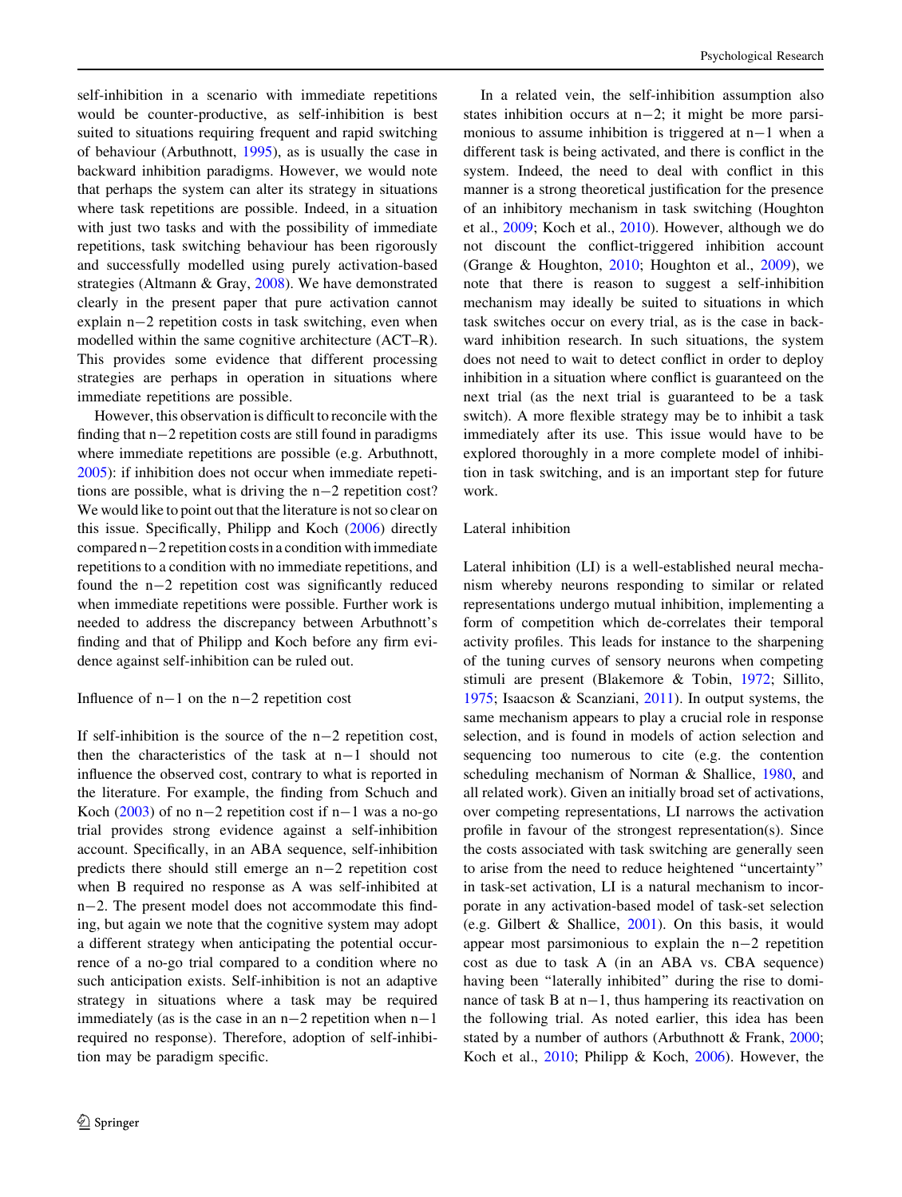self-inhibition in a scenario with immediate repetitions would be counter-productive, as self-inhibition is best suited to situations requiring frequent and rapid switching of behaviour (Arbuthnott, 1995), as is usually the case in backward inhibition paradigms. However, we would note that perhaps the system can alter its strategy in situations where task repetitions are possible. Indeed, in a situation with just two tasks and with the possibility of immediate repetitions, task switching behaviour has been rigorously and successfully modelled using purely activation-based strategies (Altmann & Gray, 2008). We have demonstrated clearly in the present paper that pure activation cannot explain n−2 repetition costs in task switching, even when modelled within the same cognitive architecture (ACT–R). This provides some evidence that different processing strategies are perhaps in operation in situations where immediate repetitions are possible.

However, this observation is difficult to reconcile with the finding that n−2 repetition costs are still found in paradigms where immediate repetitions are possible (e.g. Arbuthnott, 2005): if inhibition does not occur when immediate repetitions are possible, what is driving the n−2 repetition cost? We would like to point out that the literature is not so clear on this issue. Specifically, Philipp and Koch (2006) directly compared n−2 repetition costs in a condition with immediate repetitions to a condition with no immediate repetitions, and found the n−2 repetition cost was significantly reduced when immediate repetitions were possible. Further work is needed to address the discrepancy between Arbuthnott's finding and that of Philipp and Koch before any firm evidence against self-inhibition can be ruled out.

### Influence of n−1 on the n−2 repetition cost

If self-inhibition is the source of the n−2 repetition cost, then the characteristics of the task at n−1 should not influence the observed cost, contrary to what is reported in the literature. For example, the finding from Schuch and Koch (2003) of no n−2 repetition cost if n−1 was a no-go trial provides strong evidence against a self-inhibition account. Specifically, in an ABA sequence, self-inhibition predicts there should still emerge an n−2 repetition cost when B required no response as A was self-inhibited at n−2. The present model does not accommodate this finding, but again we note that the cognitive system may adopt a different strategy when anticipating the potential occurrence of a no-go trial compared to a condition where no such anticipation exists. Self-inhibition is not an adaptive strategy in situations where a task may be required immediately (as is the case in an n−2 repetition when n−1 required no response). Therefore, adoption of self-inhibition may be paradigm specific.

In a related vein, the self-inhibition assumption also states inhibition occurs at n−2; it might be more parsimonious to assume inhibition is triggered at n−1 when a different task is being activated, and there is conflict in the system. Indeed, the need to deal with conflict in this manner is a strong theoretical justification for the presence of an inhibitory mechanism in task switching (Houghton et al., 2009; Koch et al., 2010). However, although we do not discount the conflict-triggered inhibition account (Grange & Houghton, 2010; Houghton et al., 2009), we note that there is reason to suggest a self-inhibition mechanism may ideally be suited to situations in which task switches occur on every trial, as is the case in backward inhibition research. In such situations, the system does not need to wait to detect conflict in order to deploy inhibition in a situation where conflict is guaranteed on the next trial (as the next trial is guaranteed to be a task switch). A more flexible strategy may be to inhibit a task immediately after its use. This issue would have to be explored thoroughly in a more complete model of inhibition in task switching, and is an important step for future work.

### Lateral inhibition

Lateral inhibition (LI) is a well-established neural mechanism whereby neurons responding to similar or related representations undergo mutual inhibition, implementing a form of competition which de-correlates their temporal activity profiles. This leads for instance to the sharpening of the tuning curves of sensory neurons when competing stimuli are present (Blakemore & Tobin, 1972; Sillito, 1975; Isaacson & Scanziani, 2011). In output systems, the same mechanism appears to play a crucial role in response selection, and is found in models of action selection and sequencing too numerous to cite (e.g. the contention scheduling mechanism of Norman & Shallice, 1980, and all related work). Given an initially broad set of activations, over competing representations, LI narrows the activation profile in favour of the strongest representation(s). Since the costs associated with task switching are generally seen to arise from the need to reduce heightened "uncertainty" in task-set activation, LI is a natural mechanism to incorporate in any activation-based model of task-set selection (e.g. Gilbert & Shallice, 2001). On this basis, it would appear most parsimonious to explain the n−2 repetition cost as due to task A (in an ABA vs. CBA sequence) having been "laterally inhibited" during the rise to dominance of task B at n−1, thus hampering its reactivation on the following trial. As noted earlier, this idea has been stated by a number of authors (Arbuthnott & Frank, 2000; Koch et al., 2010; Philipp & Koch, 2006). However, the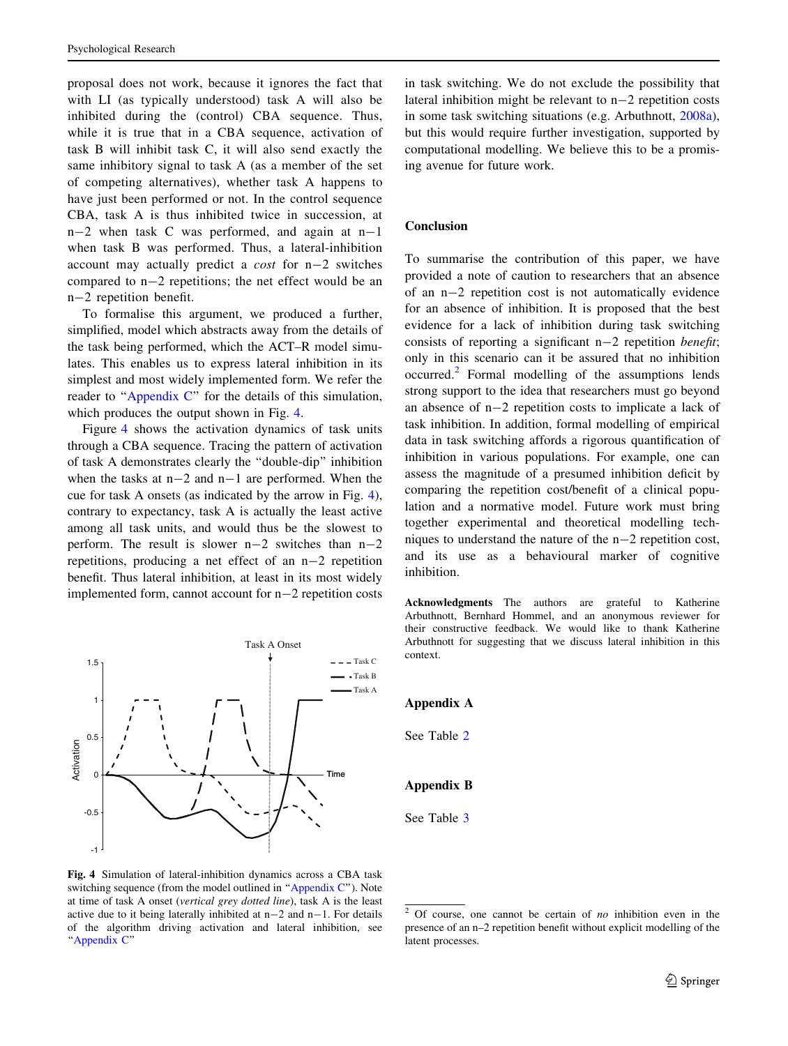proposal does not work, because it ignores the fact that with LI (as typically understood) task A will also be inhibited during the (control) CBA sequence. Thus, while it is true that in a CBA sequence, activation of task B will inhibit task C, it will also send exactly the same inhibitory signal to task A (as a member of the set of competing alternatives), whether task A happens to have just been performed or not. In the control sequence CBA, task A is thus inhibited twice in succession, at n−2 when task C was performed, and again at n−1 when task B was performed. Thus, a lateral-inhibition account may actually predict a *cost* for n−2 switches compared to n−2 repetitions; the net effect would be an n−2 repetition benefit.

To formalise this argument, we produced a further, simplified, model which abstracts away from the details of the task being performed, which the ACT–R model simulates. This enables us to express lateral inhibition in its simplest and most widely implemented form. We refer the reader to "Appendix C" for the details of this simulation, which produces the output shown in Fig. 4.

Figure 4 shows the activation dynamics of task units through a CBA sequence. Tracing the pattern of activation of task A demonstrates clearly the "double-dip" inhibition when the tasks at n−2 and n−1 are performed. When the cue for task A onsets (as indicated by the arrow in Fig. 4), contrary to expectancy, task A is actually the least active among all task units, and would thus be the slowest to perform. The result is slower n−2 switches than n−2 repetitions, producing a net effect of an n−2 repetition benefit. Thus lateral inhibition, at least in its most widely implemented form, cannot account for n−2 repetition costs in task switching. We do not exclude the possibility that lateral inhibition might be relevant to n−2 repetition costs in some task switching situations (e.g. Arbuthnott, 2008a), but this would require further investigation, supported by computational modelling. We believe this to be a promising avenue for future work.

Task A Onset
Task C
Task B
Task A
1.5
1
0.5
0
-0.5
-1
Activation
Time

**Fig. 4** Simulation of lateral-inhibition dynamics across a CBA task switching sequence (from the model outlined in "Appendix C"). Note at time of task A onset (*vertical grey dotted line*), task A is the least active due to it being laterally inhibited at n−2 and n−1. For details of the algorithm driving activation and lateral inhibition, see "Appendix C"

## Conclusion

To summarise the contribution of this paper, we have provided a note of caution to researchers that an absence of an n−2 repetition cost is not automatically evidence for an absence of inhibition. It is proposed that the best evidence for a lack of inhibition during task switching consists of reporting a significant n−2 repetition *benefit*; only in this scenario can it be assured that no inhibition occurred.[2] Formal modelling of the assumptions lends strong support to the idea that researchers must go beyond an absence of n−2 repetition costs to implicate a lack of task inhibition. In addition, formal modelling of empirical data in task switching affords a rigorous quantification of inhibition in various populations. For example, one can assess the magnitude of a presumed inhibition deficit by comparing the repetition cost/benefit of a clinical population and a normative model. Future work must bring together experimental and theoretical modelling techniques to understand the nature of the n−2 repetition cost, and its use as a behavioural marker of cognitive inhibition.

**Acknowledgments** The authors are grateful to Katherine Arbuthnott, Bernhard Hommel, and an anonymous reviewer for their constructive feedback. We would like to thank Katherine Arbuthnott for suggesting that we discuss lateral inhibition in this context.

## Appendix A

See Table 2

## Appendix B

See Table 3

[2] Of course, one cannot be certain of *no* inhibition even in the presence of an n–2 repetition benefit without explicit modelling of the latent processes.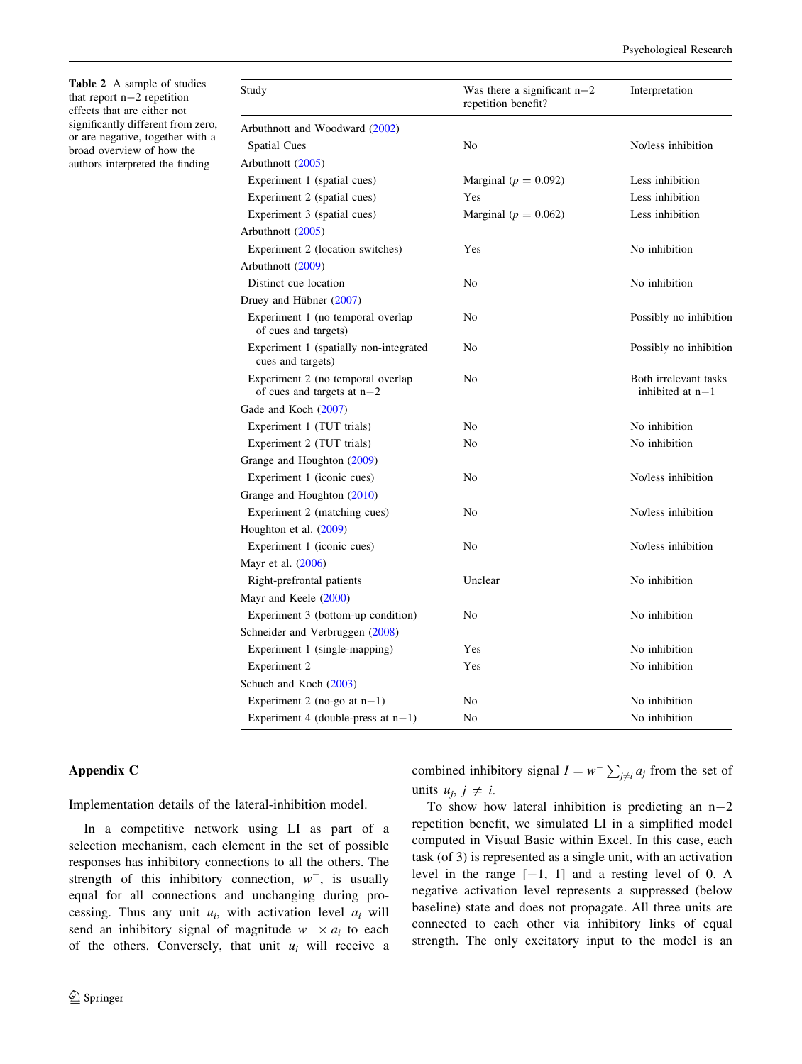**Table 2** A sample of studies that report n−2 repetition effects that are either not significantly different from zero, or are negative, together with a broad overview of how the authors interpreted the finding

| Study | Was there a significant n−2 repetition benefit? | Interpretation |
|---|---|---|
| Arbuthnott and Woodward (2002) | | |
| Spatial Cues | No | No/less inhibition |
| Arbuthnott (2005) | | |
| Experiment 1 (spatial cues) | Marginal ($p = 0.092$) | Less inhibition |
| Experiment 2 (spatial cues) | Yes | Less inhibition |
| Experiment 3 (spatial cues) | Marginal ($p = 0.062$) | Less inhibition |
| Arbuthnott (2005) | | |
| Experiment 2 (location switches) | Yes | No inhibition |
| Arbuthnott (2009) | | |
| Distinct cue location | No | No inhibition |
| Druey and Hübner (2007) | | |
| Experiment 1 (no temporal overlap of cues and targets) | No | Possibly no inhibition |
| Experiment 1 (spatially non-integrated cues and targets) | No | Possibly no inhibition |
| Experiment 2 (no temporal overlap of cues and targets at n−2 | No | Both irrelevant tasks inhibited at n−1 |
| Gade and Koch (2007) | | |
| Experiment 1 (TUT trials) | No | No inhibition |
| Experiment 2 (TUT trials) | No | No inhibition |
| Grange and Houghton (2009) | | |
| Experiment 1 (iconic cues) | No | No/less inhibition |
| Grange and Houghton (2010) | | |
| Experiment 2 (matching cues) | No | No/less inhibition |
| Houghton et al. (2009) | | |
| Experiment 1 (iconic cues) | No | No/less inhibition |
| Mayr et al. (2006) | | |
| Right-prefrontal patients | Unclear | No inhibition |
| Mayr and Keele (2000) | | |
| Experiment 3 (bottom-up condition) | No | No inhibition |
| Schneider and Verbruggen (2008) | | |
| Experiment 1 (single-mapping) | Yes | No inhibition |
| Experiment 2 | Yes | No inhibition |
| Schuch and Koch (2003) | | |
| Experiment 2 (no-go at n−1) | No | No inhibition |
| Experiment 4 (double-press at n−1) | No | No inhibition |

## Appendix C

Implementation details of the lateral-inhibition model.

In a competitive network using LI as part of a selection mechanism, each element in the set of possible responses has inhibitory connections to all the others. The strength of this inhibitory connection, $w^{-}$, is usually equal for all connections and unchanging during processing. Thus any unit $u_i$, with activation level $a_i$ will send an inhibitory signal of magnitude $w^{-} \times a_i$ to each of the others. Conversely, that unit $u_i$ will receive a combined inhibitory signal $I = w^{-} \sum_{j \neq i} a_j$ from the set of units $u_j$, $j \neq i$.

To show how lateral inhibition is predicting an n−2 repetition benefit, we simulated LI in a simplified model computed in Visual Basic within Excel. In this case, each task (of 3) is represented as a single unit, with an activation level in the range [−1, 1] and a resting level of 0. A negative activation level represents a suppressed (below baseline) state and does not propagate. All three units are connected to each other via inhibitory links of equal strength. The only excitatory input to the model is an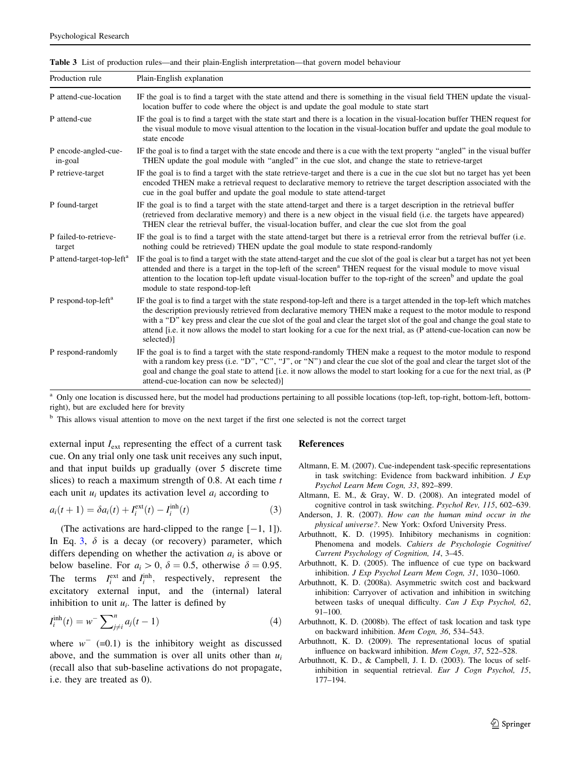**Table 3** List of production rules—and their plain-English interpretation—that govern model behaviour

| Production rule | Plain-English explanation |
| --- | --- |
| P attend-cue-location | IF the goal is to find a target with the state attend and there is something in the visual field THEN update the visual-location buffer to code where the object is and update the goal module to state start |
| P attend-cue | IF the goal is to find a target with the state start and there is a location in the visual-location buffer THEN request for the visual module to move visual attention to the location in the visual-location buffer and update the goal module to state encode |
| P encode-angled-cue-in-goal | IF the goal is to find a target with the state encode and there is a cue with the text property "angled" in the visual buffer THEN update the goal module with "angled" in the cue slot, and change the state to retrieve-target |
| P retrieve-target | IF the goal is to find a target with the state retrieve-target and there is a cue in the cue slot but no target has yet been encoded THEN make a retrieval request to declarative memory to retrieve the target description associated with the cue in the goal buffer and update the goal module to state attend-target |
| P found-target | IF the goal is to find a target with the state attend-target and there is a target description in the retrieval buffer (retrieved from declarative memory) and there is a new object in the visual field (i.e. the targets have appeared) THEN clear the retrieval buffer, the visual-location buffer, and clear the cue slot from the goal |
| P failed-to-retrieve-target | IF the goal is to find a target with the state attend-target but there is a retrieval error from the retrieval buffer (i.e. nothing could be retrieved) THEN update the goal module to state respond-randomly |
| P attend-target-top-left[a] | IF the goal is to find a target with the state attend-target and the cue slot of the goal is clear but a target has not yet been attended and there is a target in the top-left of the screen[a] THEN request for the visual module to move visual attention to the location top-left update visual-location buffer to the top-right of the screen[b] and update the goal module to state respond-top-left |
| P respond-top-left[a] | IF the goal is to find a target with the state respond-top-left and there is a target attended in the top-left which matches the description previously retrieved from declarative memory THEN make a request to the motor module to respond with a "D" key press and clear the cue slot of the goal and clear the target slot of the goal and change the goal state to attend [i.e. it now allows the model to start looking for a cue for the next trial, as (P attend-cue-location can now be selected)] |
| P respond-randomly | IF the goal is to find a target with the state respond-randomly THEN make a request to the motor module to respond with a random key press (i.e. "D", "C", "J", or "N") and clear the cue slot of the goal and clear the target slot of the goal and change the goal state to attend [i.e. it now allows the model to start looking for a cue for the next trial, as (P attend-cue-location can now be selected)] |

[a] Only one location is discussed here, but the model had productions pertaining to all possible locations (top-left, top-right, bottom-left, bottom-right), but are excluded here for brevity

[b] This allows visual attention to move on the next target if the first one selected is not the correct target

external input $I_{\text{ext}}$ representing the effect of a current task cue. On any trial only one task unit receives any such input, and that input builds up gradually (over 5 discrete time slices) to reach a maximum strength of 0.8. At each time $t$ each unit $u_i$ updates its activation level $a_i$ according to

$$a_i(t+1) = \delta a_i(t) + I_i^{\text{ext}}(t) - I_i^{\text{inh}}(t) \tag{3}$$

(The activations are hard-clipped to the range $[-1, 1]$). In Eq. 3, $\delta$ is a decay (or recovery) parameter, which differs depending on whether the activation $a_i$ is above or below baseline. For $a_i > 0$, $\delta = 0.5$, otherwise $\delta = 0.95$. The terms $I_i^{\text{ext}}$ and $I_i^{\text{inh}}$, respectively, represent the excitatory external input, and the (internal) lateral inhibition to unit $u_i$. The latter is defined by

$$I_i^{\text{inh}}(t) = w^- \sum_{j \neq i}^{n} a_j(t-1) \tag{4}$$

where $w^-$ (=0.1) is the inhibitory weight as discussed above, and the summation is over all units other than $u_i$ (recall also that sub-baseline activations do not propagate, i.e. they are treated as 0).

## References

Altmann, E. M. (2007). Cue-independent task-specific representations in task switching: Evidence from backward inhibition. *J Exp Psychol Learn Mem Cogn, 33*, 892–899.

Altmann, E. M., & Gray, W. D. (2008). An integrated model of cognitive control in task switching. *Psychol Rev, 115*, 602–639.

Anderson, J. R. (2007). *How can the human mind occur in the physical universe?*. New York: Oxford University Press.

Arbuthnott, K. D. (1995). Inhibitory mechanisms in cognition: Phenomena and models. *Cahiers de Psychologie Cognitive/Current Psychology of Cognition, 14*, 3–45.

Arbuthnott, K. D. (2005). The influence of cue type on backward inhibition. *J Exp Psychol Learn Mem Cogn, 31*, 1030–1060.

Arbuthnott, K. D. (2008a). Asymmetric switch cost and backward inhibition: Carryover of activation and inhibition in switching between tasks of unequal difficulty. *Can J Exp Psychol, 62*, 91–100.

Arbuthnott, K. D. (2008b). The effect of task location and task type on backward inhibition. *Mem Cogn, 36*, 534–543.

Arbuthnott, K. D. (2009). The representational locus of spatial influence on backward inhibition. *Mem Cogn, 37*, 522–528.

Arbuthnott, K. D., & Campbell, J. I. D. (2003). The locus of self-inhibition in sequential retrieval. *Eur J Cogn Psychol, 15*, 177–194.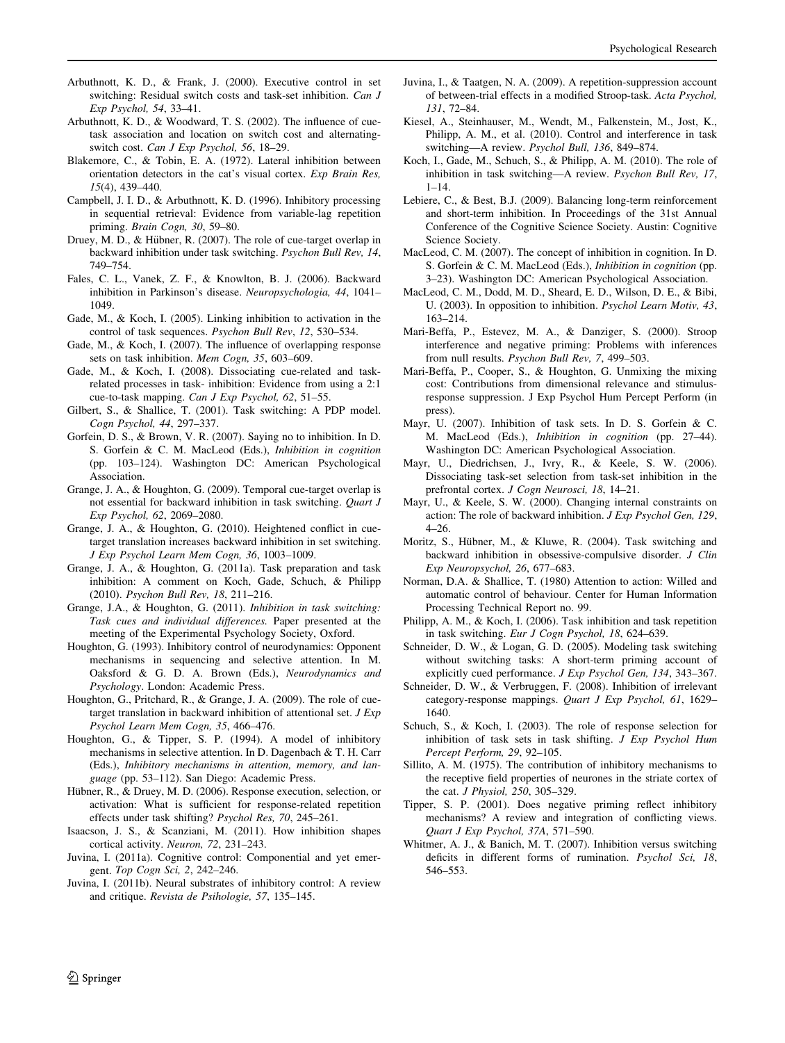Arbuthnott, K. D., & Frank, J. (2000). Executive control in set switching: Residual switch costs and task-set inhibition. *Can J Exp Psychol, 54*, 33–41.

Arbuthnott, K. D., & Woodward, T. S. (2002). The influence of cue-task association and location on switch cost and alternating-switch cost. *Can J Exp Psychol, 56*, 18–29.

Blakemore, C., & Tobin, E. A. (1972). Lateral inhibition between orientation detectors in the cat's visual cortex. *Exp Brain Res, 15*(4), 439–440.

Campbell, J. I. D., & Arbuthnott, K. D. (1996). Inhibitory processing in sequential retrieval: Evidence from variable-lag repetition priming. *Brain Cogn, 30*, 59–80.

Druey, M. D., & Hübner, R. (2007). The role of cue-target overlap in backward inhibition under task switching. *Psychon Bull Rev, 14*, 749–754.

Fales, C. L., Vanek, Z. F., & Knowlton, B. J. (2006). Backward inhibition in Parkinson's disease. *Neuropsychologia, 44*, 1041–1049.

Gade, M., & Koch, I. (2005). Linking inhibition to activation in the control of task sequences. *Psychon Bull Rev*, *12*, 530–534.

Gade, M., & Koch, I. (2007). The influence of overlapping response sets on task inhibition. *Mem Cogn, 35*, 603–609.

Gade, M., & Koch, I. (2008). Dissociating cue-related and task-related processes in task- inhibition: Evidence from using a 2:1 cue-to-task mapping. *Can J Exp Psychol, 62*, 51–55.

Gilbert, S., & Shallice, T. (2001). Task switching: A PDP model. *Cogn Psychol, 44*, 297–337.

Gorfein, D. S., & Brown, V. R. (2007). Saying no to inhibition. In D. S. Gorfein & C. M. MacLeod (Eds.), *Inhibition in cognition* (pp. 103–124). Washington DC: American Psychological Association.

Grange, J. A., & Houghton, G. (2009). Temporal cue-target overlap is not essential for backward inhibition in task switching. *Quart J Exp Psychol, 62*, 2069–2080.

Grange, J. A., & Houghton, G. (2010). Heightened conflict in cue-target translation increases backward inhibition in set switching. *J Exp Psychol Learn Mem Cogn, 36*, 1003–1009.

Grange, J. A., & Houghton, G. (2011a). Task preparation and task inhibition: A comment on Koch, Gade, Schuch, & Philipp (2010). *Psychon Bull Rev, 18*, 211–216.

Grange, J.A., & Houghton, G. (2011). *Inhibition in task switching: Task cues and individual differences.* Paper presented at the meeting of the Experimental Psychology Society, Oxford.

Houghton, G. (1993). Inhibitory control of neurodynamics: Opponent mechanisms in sequencing and selective attention. In M. Oaksford & G. D. A. Brown (Eds.), *Neurodynamics and Psychology*. London: Academic Press.

Houghton, G., Pritchard, R., & Grange, J. A. (2009). The role of cue-target translation in backward inhibition of attentional set. *J Exp Psychol Learn Mem Cogn, 35*, 466–476.

Houghton, G., & Tipper, S. P. (1994). A model of inhibitory mechanisms in selective attention. In D. Dagenbach & T. H. Carr (Eds.), *Inhibitory mechanisms in attention, memory, and language* (pp. 53–112). San Diego: Academic Press.

Hübner, R., & Druey, M. D. (2006). Response execution, selection, or activation: What is sufficient for response-related repetition effects under task shifting? *Psychol Res, 70*, 245–261.

Isaacson, J. S., & Scanziani, M. (2011). How inhibition shapes cortical activity. *Neuron, 72*, 231–243.

Juvina, I. (2011a). Cognitive control: Componential and yet emergent. *Top Cogn Sci, 2*, 242–246.

Juvina, I. (2011b). Neural substrates of inhibitory control: A review and critique. *Revista de Psihologie, 57*, 135–145.

Juvina, I., & Taatgen, N. A. (2009). A repetition-suppression account of between-trial effects in a modified Stroop-task. *Acta Psychol, 131*, 72–84.

Kiesel, A., Steinhauser, M., Wendt, M., Falkenstein, M., Jost, K., Philipp, A. M., et al. (2010). Control and interference in task switching—A review. *Psychol Bull, 136*, 849–874.

Koch, I., Gade, M., Schuch, S., & Philipp, A. M. (2010). The role of inhibition in task switching—A review. *Psychon Bull Rev, 17*, 1–14.

Lebiere, C., & Best, B.J. (2009). Balancing long-term reinforcement and short-term inhibition. In Proceedings of the 31st Annual Conference of the Cognitive Science Society. Austin: Cognitive Science Society.

MacLeod, C. M. (2007). The concept of inhibition in cognition. In D. S. Gorfein & C. M. MacLeod (Eds.), *Inhibition in cognition* (pp. 3–23). Washington DC: American Psychological Association.

MacLeod, C. M., Dodd, M. D., Sheard, E. D., Wilson, D. E., & Bibi, U. (2003). In opposition to inhibition. *Psychol Learn Motiv, 43*, 163–214.

Mari-Beffa, P., Estevez, M. A., & Danziger, S. (2000). Stroop interference and negative priming: Problems with inferences from null results. *Psychon Bull Rev, 7*, 499–503.

Mari-Beffa, P., Cooper, S., & Houghton, G. Unmixing the mixing cost: Contributions from dimensional relevance and stimulus-response suppression. J Exp Psychol Hum Percept Perform (in press).

Mayr, U. (2007). Inhibition of task sets. In D. S. Gorfein & C. M. MacLeod (Eds.), *Inhibition in cognition* (pp. 27–44). Washington DC: American Psychological Association.

Mayr, U., Diedrichsen, J., Ivry, R., & Keele, S. W. (2006). Dissociating task-set selection from task-set inhibition in the prefrontal cortex. *J Cogn Neurosci, 18*, 14–21.

Mayr, U., & Keele, S. W. (2000). Changing internal constraints on action: The role of backward inhibition. *J Exp Psychol Gen, 129*, 4–26.

Moritz, S., Hübner, M., & Kluwe, R. (2004). Task switching and backward inhibition in obsessive-compulsive disorder. *J Clin Exp Neuropsychol, 26*, 677–683.

Norman, D.A. & Shallice, T. (1980) Attention to action: Willed and automatic control of behaviour. Center for Human Information Processing Technical Report no. 99.

Philipp, A. M., & Koch, I. (2006). Task inhibition and task repetition in task switching. *Eur J Cogn Psychol, 18*, 624–639.

Schneider, D. W., & Logan, G. D. (2005). Modeling task switching without switching tasks: A short-term priming account of explicitly cued performance. *J Exp Psychol Gen, 134*, 343–367.

Schneider, D. W., & Verbruggen, F. (2008). Inhibition of irrelevant category-response mappings. *Quart J Exp Psychol, 61*, 1629–1640.

Schuch, S., & Koch, I. (2003). The role of response selection for inhibition of task sets in task shifting. *J Exp Psychol Hum Percept Perform, 29*, 92–105.

Sillito, A. M. (1975). The contribution of inhibitory mechanisms to the receptive field properties of neurones in the striate cortex of the cat. *J Physiol, 250*, 305–329.

Tipper, S. P. (2001). Does negative priming reflect inhibitory mechanisms? A review and integration of conflicting views. *Quart J Exp Psychol, 37A*, 571–590.

Whitmer, A. J., & Banich, M. T. (2007). Inhibition versus switching deficits in different forms of rumination. *Psychol Sci, 18*, 546–553.